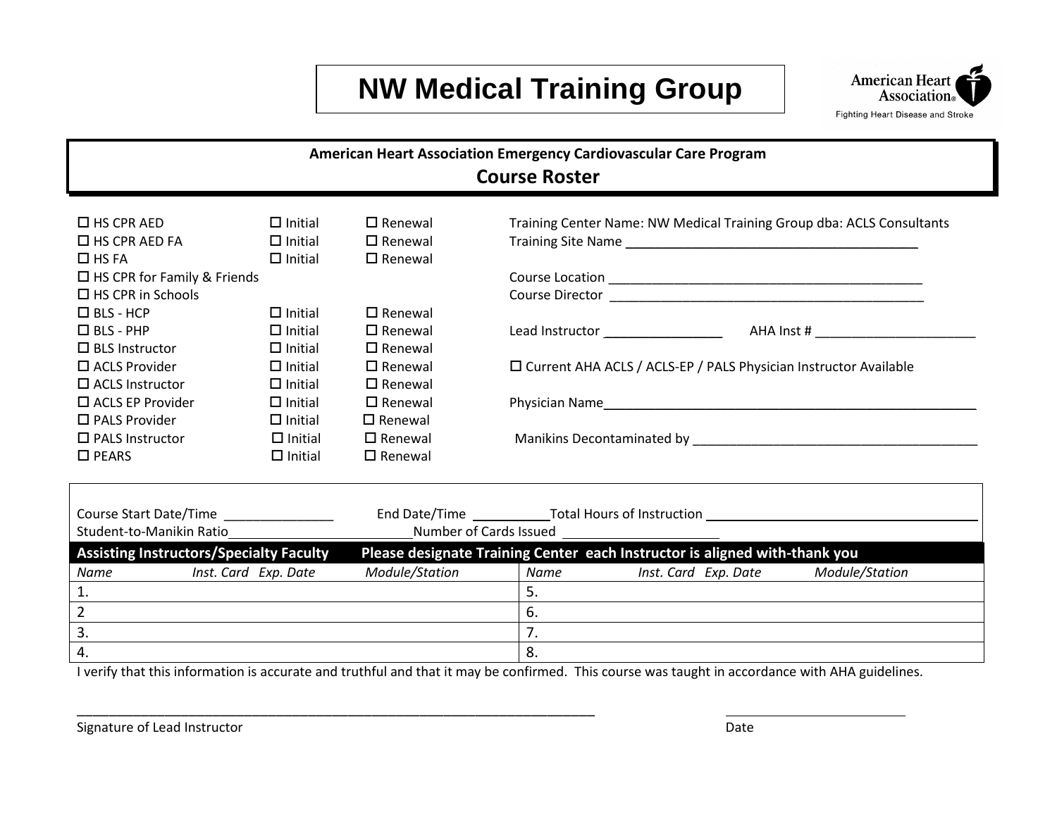# NW Medical Training Group

American Heart Association
Fighting Heart Disease and Stroke

**American Heart Association Emergency Cardiovascular Care Program**

## Course Roster

| | | |
|---|---|---|
| ☐ HS CPR AED | ☐ Initial | ☐ Renewal |
| ☐ HS CPR AED FA | ☐ Initial | ☐ Renewal |
| ☐ HS FA | ☐ Initial | ☐ Renewal |
| ☐ HS CPR for Family & Friends | | |
| ☐ HS CPR in Schools | | |
| ☐ BLS - HCP | ☐ Initial | ☐ Renewal |
| ☐ BLS - PHP | ☐ Initial | ☐ Renewal |
| ☐ BLS Instructor | ☐ Initial | ☐ Renewal |
| ☐ ACLS Provider | ☐ Initial | ☐ Renewal |
| ☐ ACLS Instructor | ☐ Initial | ☐ Renewal |
| ☐ ACLS EP Provider | ☐ Initial | ☐ Renewal |
| ☐ PALS Provider | ☐ Initial | ☐ Renewal |
| ☐ PALS Instructor | ☐ Initial | ☐ Renewal |
| ☐ PEARS | ☐ Initial | ☐ Renewal |

Training Center Name: NW Medical Training Group dba: ACLS Consultants

Training Site Name ________________________________________

Course Location ____________________________________________

Course Director ____________________________________________

Lead Instructor ________________ AHA Inst # ______________________

☐ Current AHA ACLS / ACLS-EP / PALS Physician Instructor Available

Physician Name____________________________________________________

Manikins Decontaminated by ________________________________________

Course Start Date/Time _______________ End Date/Time __________ Total Hours of Instruction ____________________________________

Student-to-Manikin Ratio_________________________ Number of Cards Issued _____________________

**Assisting Instructors/Specialty Faculty — Please designate Training Center each Instructor is aligned with-thank you**

| *Name* | *Inst. Card* | *Exp. Date* | *Module/Station* | *Name* | *Inst. Card* | *Exp. Date* | *Module/Station* |
|---|---|---|---|---|---|---|---|
| 1. | | | | 5. | | | |
| 2 | | | | 6. | | | |
| 3. | | | | 7. | | | |
| 4. | | | | 8. | | | |

I verify that this information is accurate and truthful and that it may be confirmed. This course was taught in accordance with AHA guidelines.

_________________________________________________________________________ _________________________

Signature of Lead Instructor Date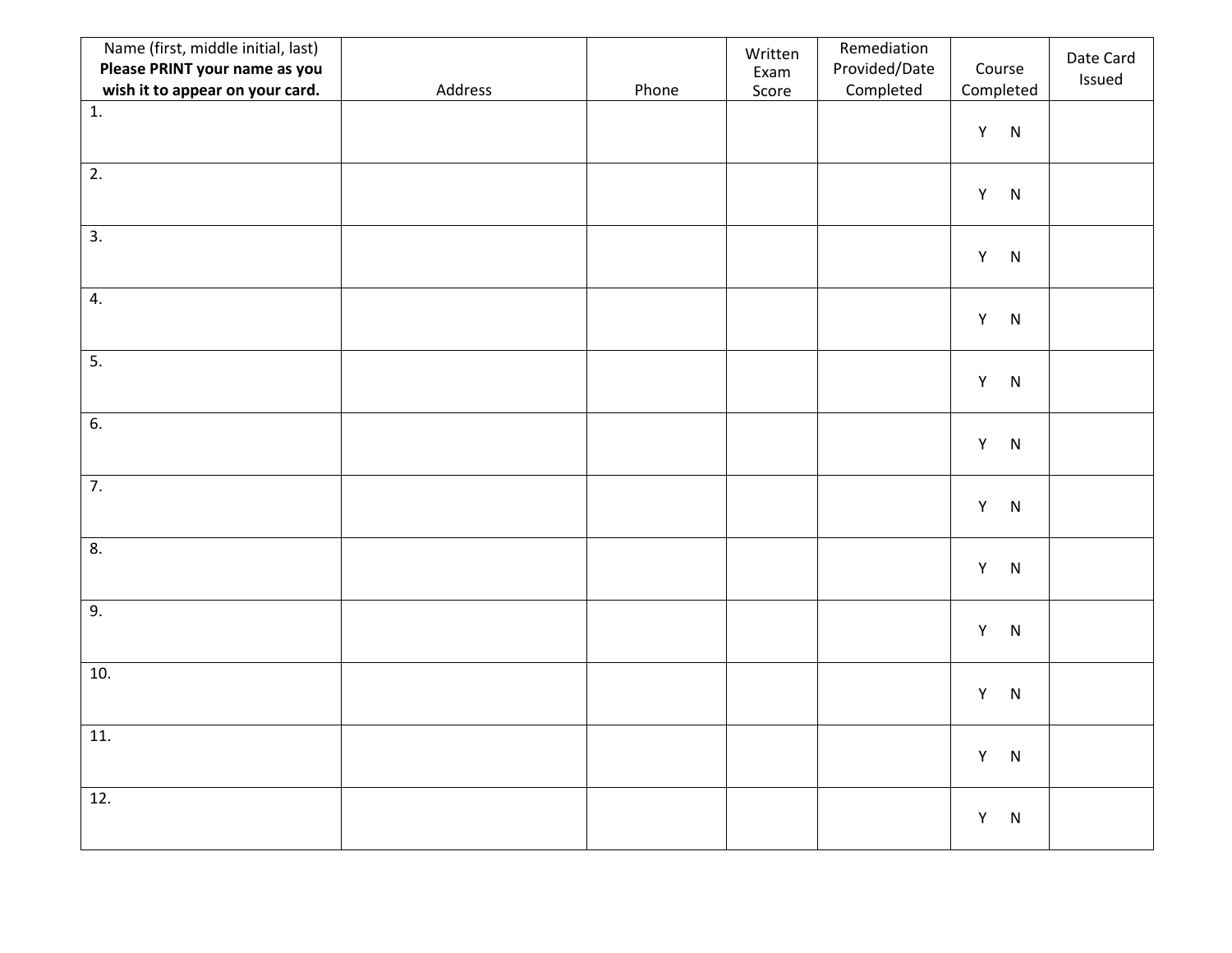| Name (first, middle initial, last) **Please PRINT your name as you wish it to appear on your card.** | Address | Phone | Written Exam Score | Remediation Provided/Date Completed | Course Completed | Date Card Issued |
|---|---|---|---|---|---|---|
| 1. | | | | | Y N | |
| 2. | | | | | Y N | |
| 3. | | | | | Y N | |
| 4. | | | | | Y N | |
| 5. | | | | | Y N | |
| 6. | | | | | Y N | |
| 7. | | | | | Y N | |
| 8. | | | | | Y N | |
| 9. | | | | | Y N | |
| 10. | | | | | Y N | |
| 11. | | | | | Y N | |
| 12. | | | | | Y N | |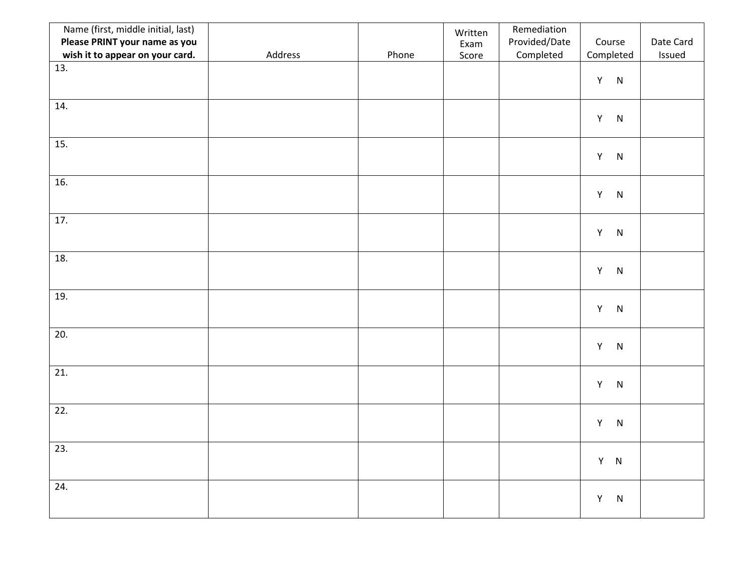| Name (first, middle initial, last) **Please PRINT your name as you wish it to appear on your card.** | Address | Phone | Written Exam Score | Remediation Provided/Date Completed | Course Completed | Date Card Issued |
|---|---|---|---|---|---|---|
| 13. | | | | | Y N | |
| 14. | | | | | Y N | |
| 15. | | | | | Y N | |
| 16. | | | | | Y N | |
| 17. | | | | | Y N | |
| 18. | | | | | Y N | |
| 19. | | | | | Y N | |
| 20. | | | | | Y N | |
| 21. | | | | | Y N | |
| 22. | | | | | Y N | |
| 23. | | | | | Y N | |
| 24. | | | | | Y N | |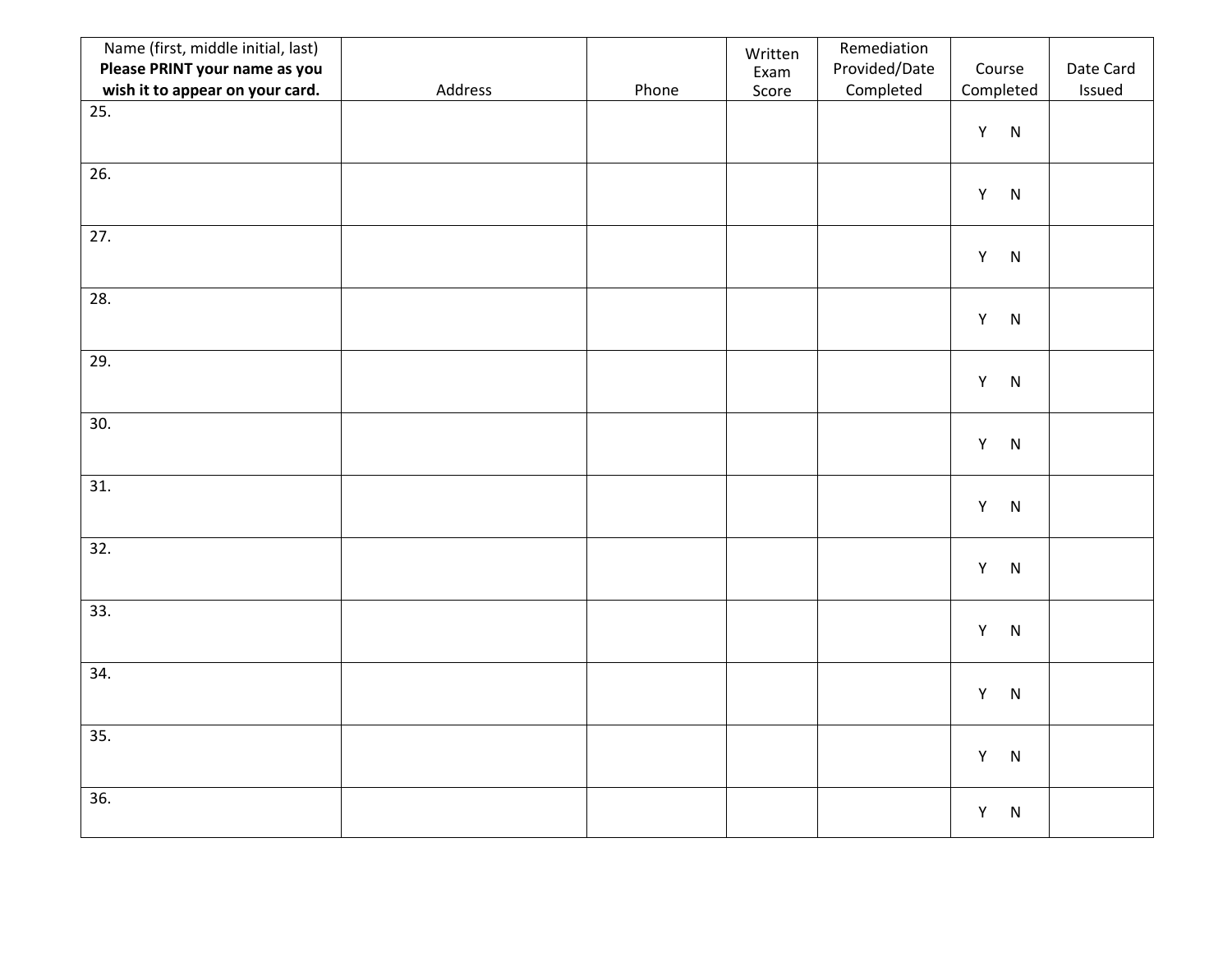| Name (first, middle initial, last) **Please PRINT your name as you wish it to appear on your card.** | Address | Phone | Written Exam Score | Remediation Provided/Date Completed | Course Completed | Date Card Issued |
|---|---|---|---|---|---|---|
| 25. | | | | | Y N | |
| 26. | | | | | Y N | |
| 27. | | | | | Y N | |
| 28. | | | | | Y N | |
| 29. | | | | | Y N | |
| 30. | | | | | Y N | |
| 31. | | | | | Y N | |
| 32. | | | | | Y N | |
| 33. | | | | | Y N | |
| 34. | | | | | Y N | |
| 35. | | | | | Y N | |
| 36. | | | | | Y N | |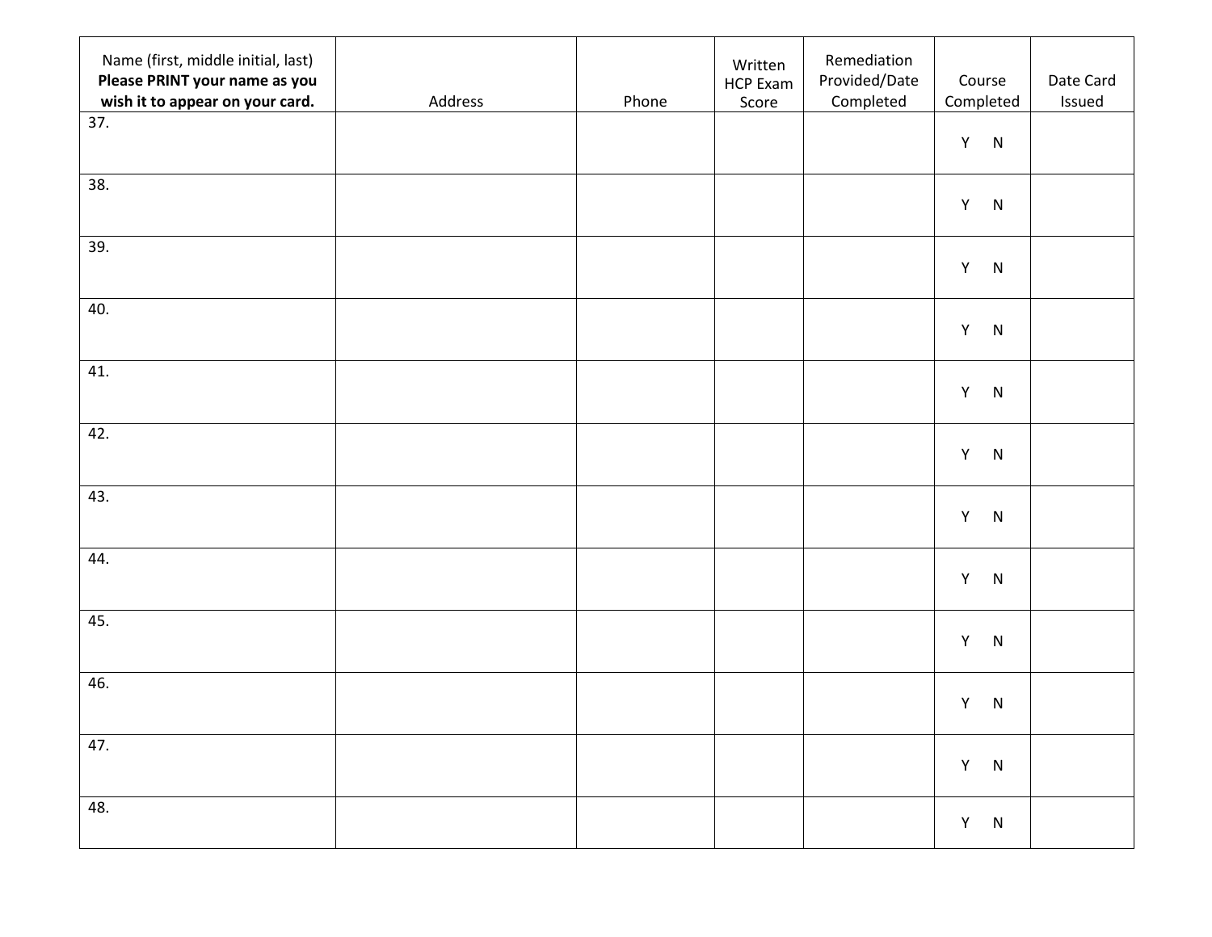| Name (first, middle initial, last) **Please PRINT your name as you wish it to appear on your card.** | Address | Phone | Written HCP Exam Score | Remediation Provided/Date Completed | Course Completed | Date Card Issued |
|---|---|---|---|---|---|---|
| 37. | | | | | Y N | |
| 38. | | | | | Y N | |
| 39. | | | | | Y N | |
| 40. | | | | | Y N | |
| 41. | | | | | Y N | |
| 42. | | | | | Y N | |
| 43. | | | | | Y N | |
| 44. | | | | | Y N | |
| 45. | | | | | Y N | |
| 46. | | | | | Y N | |
| 47. | | | | | Y N | |
| 48. | | | | | Y N | |